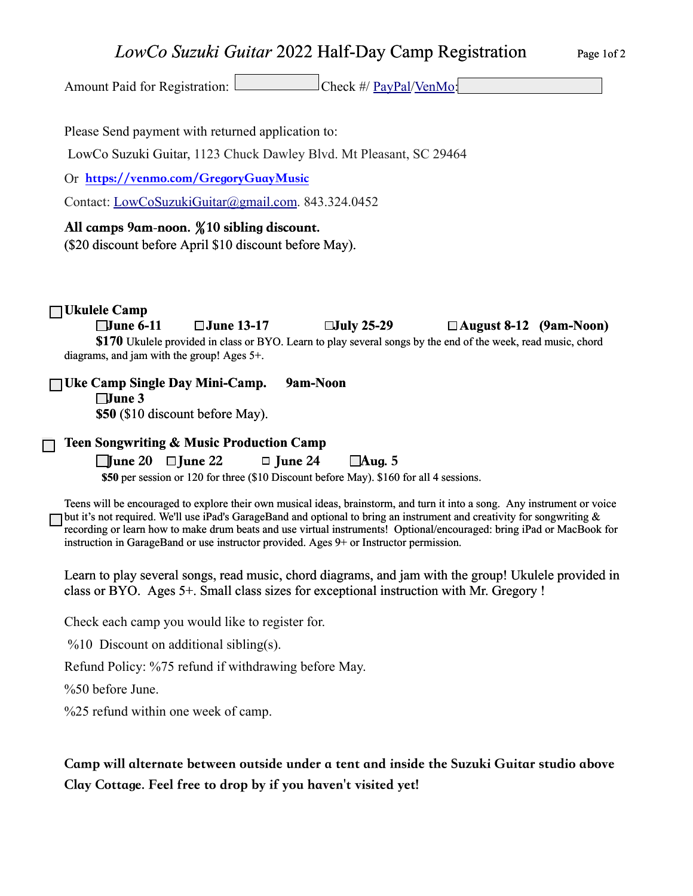# *LowCo Suzuki Guitar* 2022 Half-Day Camp Registration

Amount Paid for Registration: ☐ Check #/ PayPal/VenMo: ☐

Please Send payment with returned application to:

LowCo Suzuki Guitar, 1123 Chuck Dawley Blvd. Mt Pleasant, SC 29464

Or **https://venmo.com/GregoryGuayMusic**

Contact: LowCoSuzukiGuitar@gmail.com. 843.324.0452

**All camps 9am-noon. %10 sibling discount.**
($20 discount before April $10 discount before May).

☐ **Ukulele Camp**

☐ **June 6-11** ☐ **June 13-17** ☐ **July 25-29** ☐ **August 8-12 (9am-Noon)**

**$170** Ukulele provided in class or BYO. Learn to play several songs by the end of the week, read music, chord diagrams, and jam with the group! Ages 5+.

☐ **Uke Camp Single Day Mini-Camp. 9am-Noon**

☐ **June 3**

**$50** ($10 discount before May).

☐ **Teen Songwriting & Music Production Camp**

☐ **June 20** ☐ **June 22** ☐ **June 24** ☐ **Aug. 5**

**$50** per session or 120 for three ($10 Discount before May). $160 for all 4 sessions.

☐ Teens will be encouraged to explore their own musical ideas, brainstorm, and turn it into a song. Any instrument or voice but it's not required. We'll use iPad's GarageBand and optional to bring an instrument and creativity for songwriting & recording or learn how to make drum beats and use virtual instruments! Optional/encouraged: bring iPad or MacBook for instruction in GarageBand or use instructor provided. Ages 9+ or Instructor permission.

Learn to play several songs, read music, chord diagrams, and jam with the group! Ukulele provided in class or BYO. Ages 5+. Small class sizes for exceptional instruction with Mr. Gregory !

Check each camp you would like to register for.

%10 Discount on additional sibling(s).

Refund Policy: %75 refund if withdrawing before May.

%50 before June.

%25 refund within one week of camp.

**Camp will alternate between outside under a tent and inside the Suzuki Guitar studio above Clay Cottage. Feel free to drop by if you haven't visited yet!**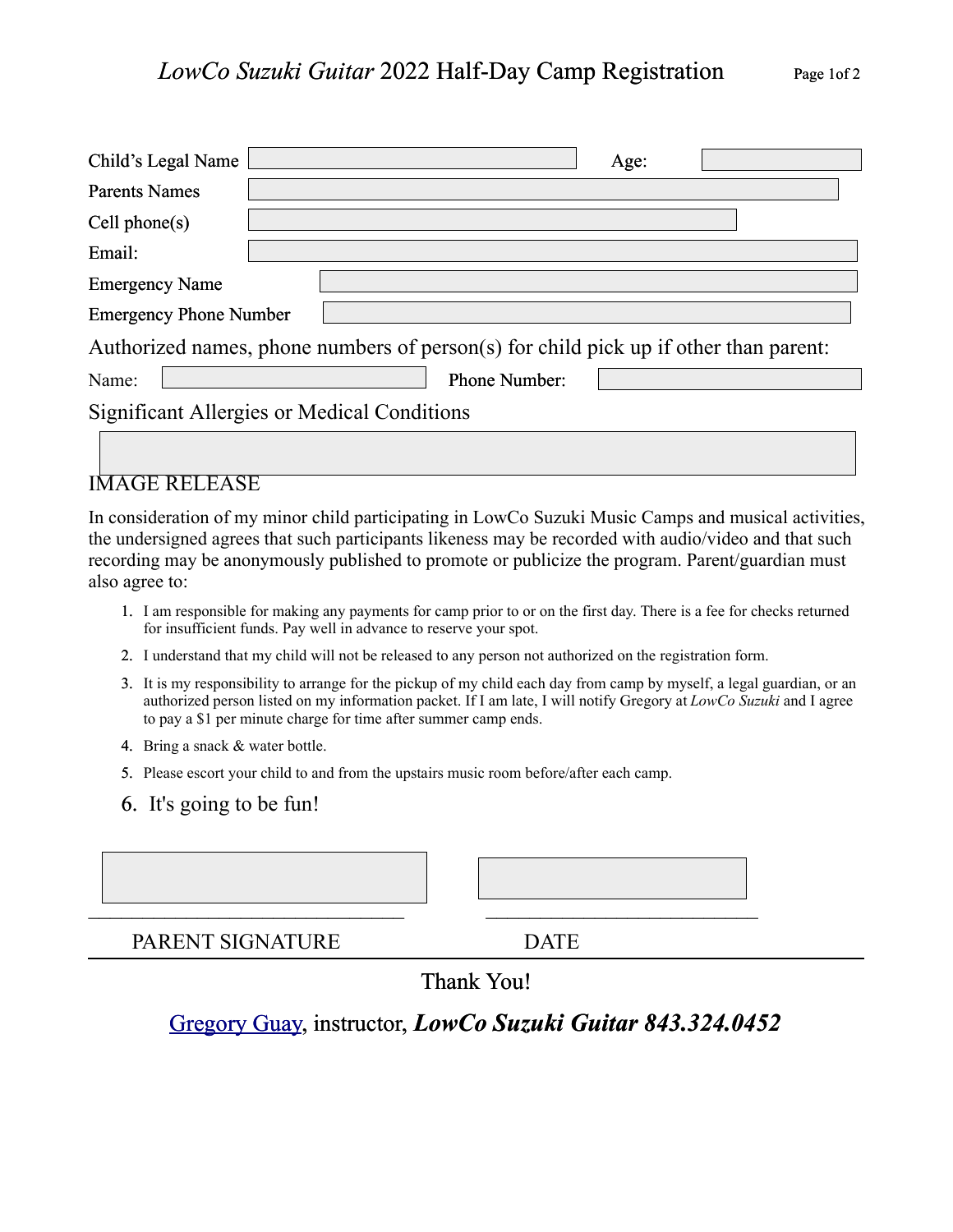# *LowCo Suzuki Guitar* 2022 Half-Day Camp Registration

Child's Legal Name ____________ Age: ____________

Parents Names ____________

Cell phone(s) ____________

Email: ____________

Emergency Name ____________

Emergency Phone Number ____________

Authorized names, phone numbers of person(s) for child pick up if other than parent:

Name: ____________ Phone Number: ____________

Significant Allergies or Medical Conditions

____________

## IMAGE RELEASE

In consideration of my minor child participating in LowCo Suzuki Music Camps and musical activities, the undersigned agrees that such participants likeness may be recorded with audio/video and that such recording may be anonymously published to promote or publicize the program. Parent/guardian must also agree to:

1. I am responsible for making any payments for camp prior to or on the first day. There is a fee for checks returned for insufficient funds. Pay well in advance to reserve your spot.
2. I understand that my child will not be released to any person not authorized on the registration form.
3. It is my responsibility to arrange for the pickup of my child each day from camp by myself, a legal guardian, or an authorized person listed on my information packet. If I am late, I will notify Gregory at *LowCo Suzuki* and I agree to pay a $1 per minute charge for time after summer camp ends.
4. Bring a snack & water bottle.
5. Please escort your child to and from the upstairs music room before/after each camp.
6. It's going to be fun!

________________________________ ____________________________

PARENT SIGNATURE DATE

Thank You!

Gregory Guay, instructor, ***LowCo Suzuki Guitar 843.324.0452***